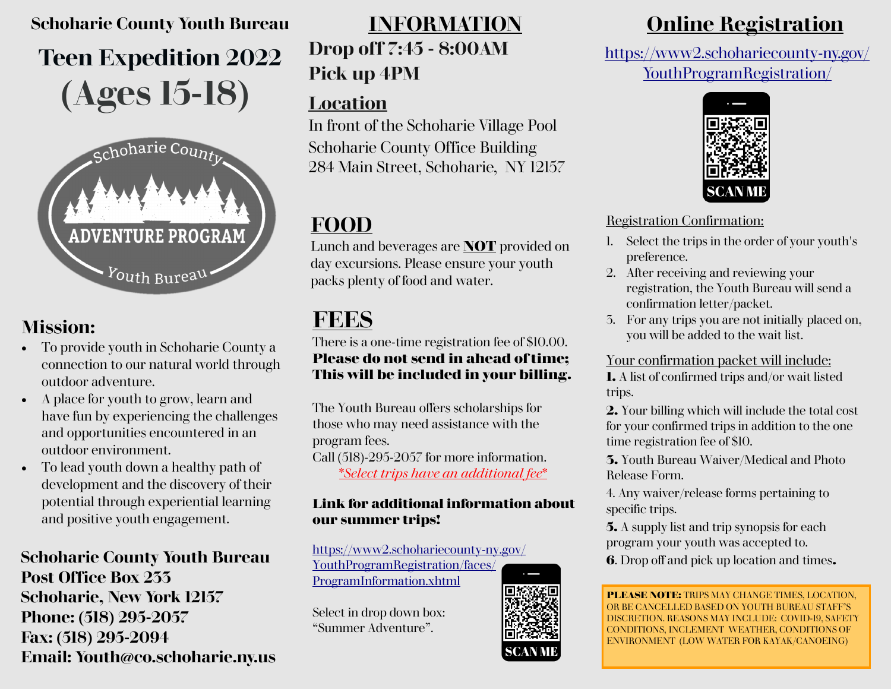Schoharie County Youth Bureau

# Teen Expedition 2022 (Ages 15-18)

Schoharie County ADVENTURE PROGRAM Youth Bureau

## Mission:

- To provide youth in Schoharie County a connection to our natural world through outdoor adventure.
- A place for youth to grow, learn and have fun by experiencing the challenges and opportunities encountered in an outdoor environment.
- To lead youth down a healthy path of development and the discovery of their potential through experiential learning and positive youth engagement.

**Schoharie County Youth Bureau**
**Post Office Box 233**
**Schoharie, New York 12157**
**Phone: (518) 295-2057**
**Fax: (518) 295-2094**
**Email: Youth@co.schoharie.ny.us**

## INFORMATION

**Drop off 7:45 - 8:00AM**

**Pick up 4PM**

### Location

In front of the Schoharie Village Pool
Schoharie County Office Building
284 Main Street, Schoharie, NY 12157

## FOOD

Lunch and beverages are **NOT** provided on day excursions. Please ensure your youth packs plenty of food and water.

## FEES

There is a one-time registration fee of $10.00. **Please do not send in ahead of time; This will be included in your billing.**

The Youth Bureau offers scholarships for those who may need assistance with the program fees.
Call (518)-295-2057 for more information.

*\*Select trips have an additional fee\**

**Link for additional information about our summer trips!**

https://www2.schohariecounty-ny.gov/YouthProgramRegistration/faces/ProgramInformation.xhtml

Select in drop down box: "Summer Adventure".

SCAN ME

## Online Registration

https://www2.schohariecounty-ny.gov/YouthProgramRegistration/

SCAN ME

Registration Confirmation:

1. Select the trips in the order of your youth's preference.
2. After receiving and reviewing your registration, the Youth Bureau will send a confirmation letter/packet.
3. For any trips you are not initially placed on, you will be added to the wait list.

Your confirmation packet will include:

**1.** A list of confirmed trips and/or wait listed trips.

**2.** Your billing which will include the total cost for your confirmed trips in addition to the one time registration fee of $10.

**3.** Youth Bureau Waiver/Medical and Photo Release Form.

4. Any waiver/release forms pertaining to specific trips.

**5.** A supply list and trip synopsis for each program your youth was accepted to.

**6**. Drop off and pick up location and times**.**

**PLEASE NOTE:** TRIPS MAY CHANGE TIMES, LOCATION, OR BE CANCELLED BASED ON YOUTH BUREAU STAFF'S DISCRETION. REASONS MAY INCLUDE: COVID-19, SAFETY CONDITIONS, INCLEMENT WEATHER, CONDITIONS OF ENVIRONMENT (LOW WATER FOR KAYAK/CANOEING)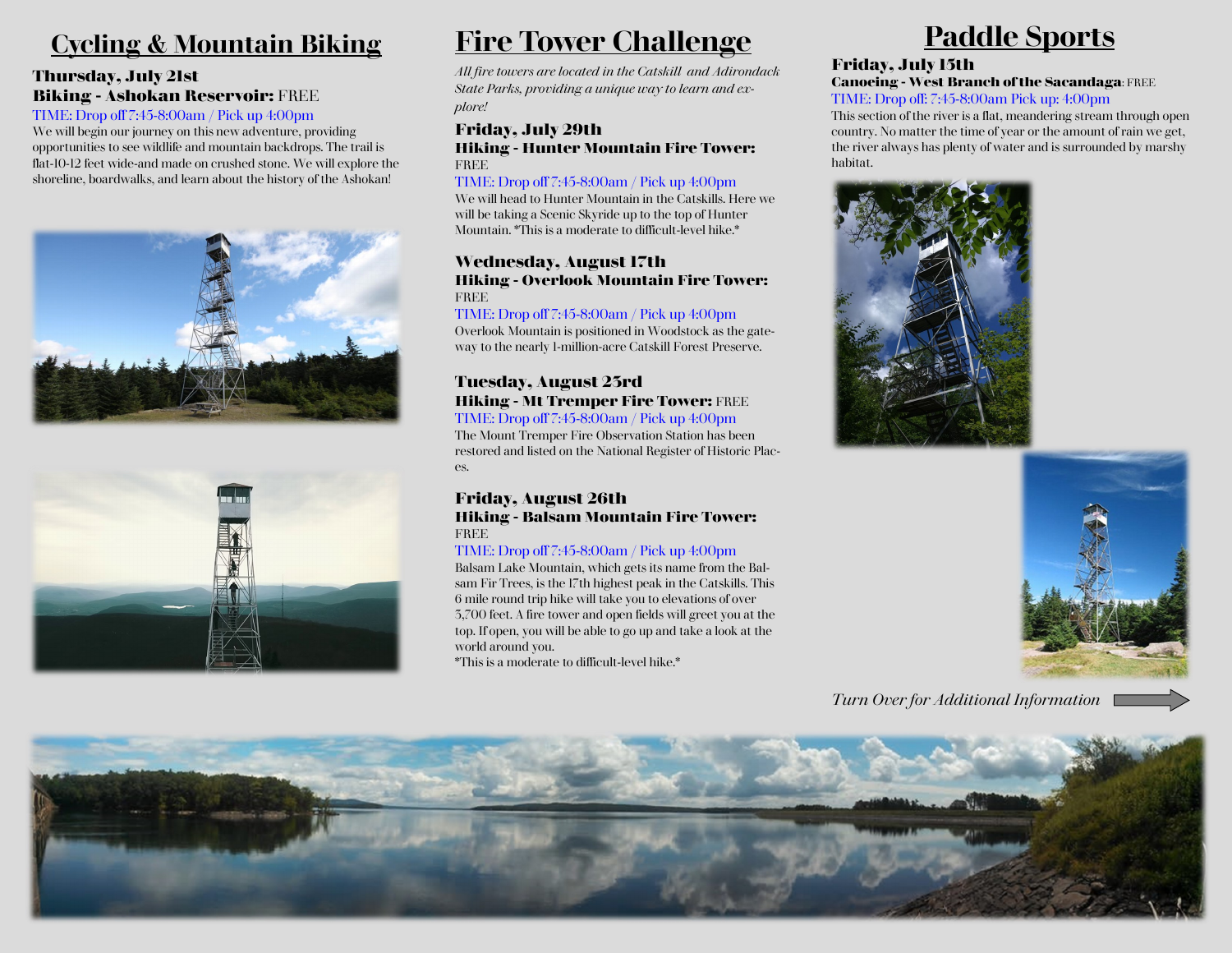# Cycling & Mountain Biking

**Thursday, July 21st**
**Biking - Ashokan Reservoir:** FREE
TIME: Drop off 7:45-8:00am / Pick up 4:00pm
We will begin our journey on this new adventure, providing opportunities to see wildlife and mountain backdrops. The trail is flat-10-12 feet wide-and made on crushed stone. We will explore the shoreline, boardwalks, and learn about the history of the Ashokan!

# Fire Tower Challenge

*All fire towers are located in the Catskill and Adirondack State Parks, providing a unique way to learn and explore!*

**Friday, July 29th**
**Hiking - Hunter Mountain Fire Tower:** FREE
TIME: Drop off 7:45-8:00am / Pick up 4:00pm
We will head to Hunter Mountain in the Catskills. Here we will be taking a Scenic Skyride up to the top of Hunter Mountain. *This is a moderate to difficult-level hike.*

**Wednesday, August 17th**
**Hiking - Overlook Mountain Fire Tower:** FREE
TIME: Drop off 7:45-8:00am / Pick up 4:00pm
Overlook Mountain is positioned in Woodstock as the gateway to the nearly 1-million-acre Catskill Forest Preserve.

**Tuesday, August 23rd**
**Hiking - Mt Tremper Fire Tower:** FREE
TIME: Drop off 7:45-8:00am / Pick up 4:00pm
The Mount Tremper Fire Observation Station has been restored and listed on the National Register of Historic Places.

**Friday, August 26th**
**Hiking - Balsam Mountain Fire Tower:** FREE
TIME: Drop off 7:45-8:00am / Pick up 4:00pm
Balsam Lake Mountain, which gets its name from the Balsam Fir Trees, is the 17th highest peak in the Catskills. This 6 mile round trip hike will take you to elevations of over 3,700 feet. A fire tower and open fields will greet you at the top. If open, you will be able to go up and take a look at the world around you.
*This is a moderate to difficult-level hike.*

# Paddle Sports

**Friday, July 15th**
**Canoeing - West Branch of the Sacandaga**: FREE
TIME: Drop off: 7:45-8:00am Pick up: 4:00pm
This section of the river is a flat, meandering stream through open country. No matter the time of year or the amount of rain we get, the river always has plenty of water and is surrounded by marshy habitat.

*Turn Over for Additional Information*